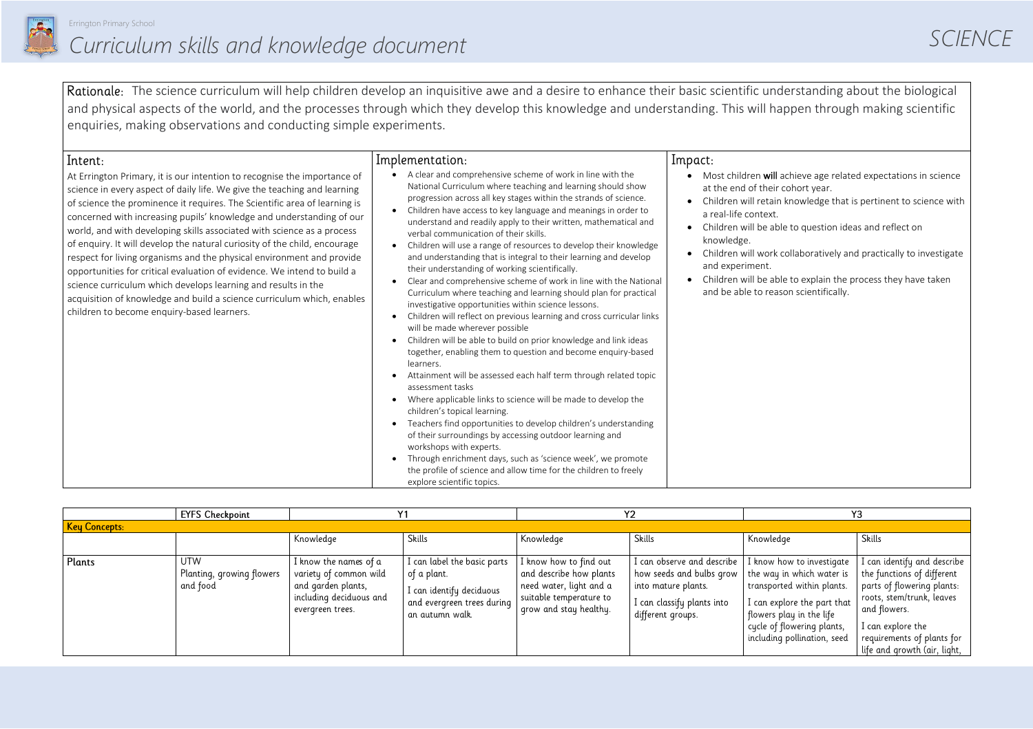Errington Primary School

# Curriculum skills and knowledge document

# SCIENCE

**Rationale:** The science curriculum will help children develop an inquisitive awe and a desire to enhance their basic scientific understanding about the biological and physical aspects of the world, and the processes through which they develop this knowledge and understanding. This will happen through making scientific enquiries, making observations and conducting simple experiments.

## Intent:

At Errington Primary, it is our intention to recognise the importance of science in every aspect of daily life. We give the teaching and learning of science the prominence it requires. The Scientific area of learning is concerned with increasing pupils' knowledge and understanding of our world, and with developing skills associated with science as a process of enquiry. It will develop the natural curiosity of the child, encourage respect for living organisms and the physical environment and provide opportunities for critical evaluation of evidence. We intend to build a science curriculum which develops learning and results in the acquisition of knowledge and build a science curriculum which, enables children to become enquiry-based learners.

## Implementation:

- A clear and comprehensive scheme of work in line with the National Curriculum where teaching and learning should show progression across all key stages within the strands of science.
- Children have access to key language and meanings in order to understand and readily apply to their written, mathematical and verbal communication of their skills.
- Children will use a range of resources to develop their knowledge and understanding that is integral to their learning and develop their understanding of working scientifically.
- Clear and comprehensive scheme of work in line with the National Curriculum where teaching and learning should plan for practical investigative opportunities within science lessons.
- Children will reflect on previous learning and cross curricular links will be made wherever possible
- Children will be able to build on prior knowledge and link ideas together, enabling them to question and become enquiry-based learners.
- Attainment will be assessed each half term through related topic assessment tasks
- Where applicable links to science will be made to develop the children's topical learning.
- Teachers find opportunities to develop children's understanding of their surroundings by accessing outdoor learning and workshops with experts.
- Through enrichment days, such as 'science week', we promote the profile of science and allow time for the children to freely explore scientific topics.

## Impact:

- Most children **will** achieve age related expectations in science at the end of their cohort year.
- Children will retain knowledge that is pertinent to science with a real-life context.
- Children will be able to question ideas and reflect on knowledge.
- Children will work collaboratively and practically to investigate and experiment.
- Children will be able to explain the process they have taken and be able to reason scientifically.

| | EYFS Checkpoint | Y1 | | Y2 | | Y3 | |
|---|---|---|---|---|---|---|---|
| **Key Concepts:** | | | | | | | |
| | | Knowledge | Skills | Knowledge | Skills | Knowledge | Skills |
| **Plants** | UTW<br>Planting, growing flowers and food | I know the names of a variety of common wild and garden plants, including deciduous and evergreen trees. | I can label the basic parts of a plant.<br>I can identify deciduous and evergreen trees during an autumn walk. | I know how to find out and describe how plants need water, light and a suitable temperature to grow and stay healthy. | I can observe and describe how seeds and bulbs grow into mature plants.<br>I can classify plants into different groups. | I know how to investigate the way in which water is transported within plants.<br>I can explore the part that flowers play in the life cycle of flowering plants, including pollination, seed | I can identify and describe the functions of different parts of flowering plants: roots, stem/trunk, leaves and flowers.<br>I can explore the requirements of plants for life and growth (air, light, |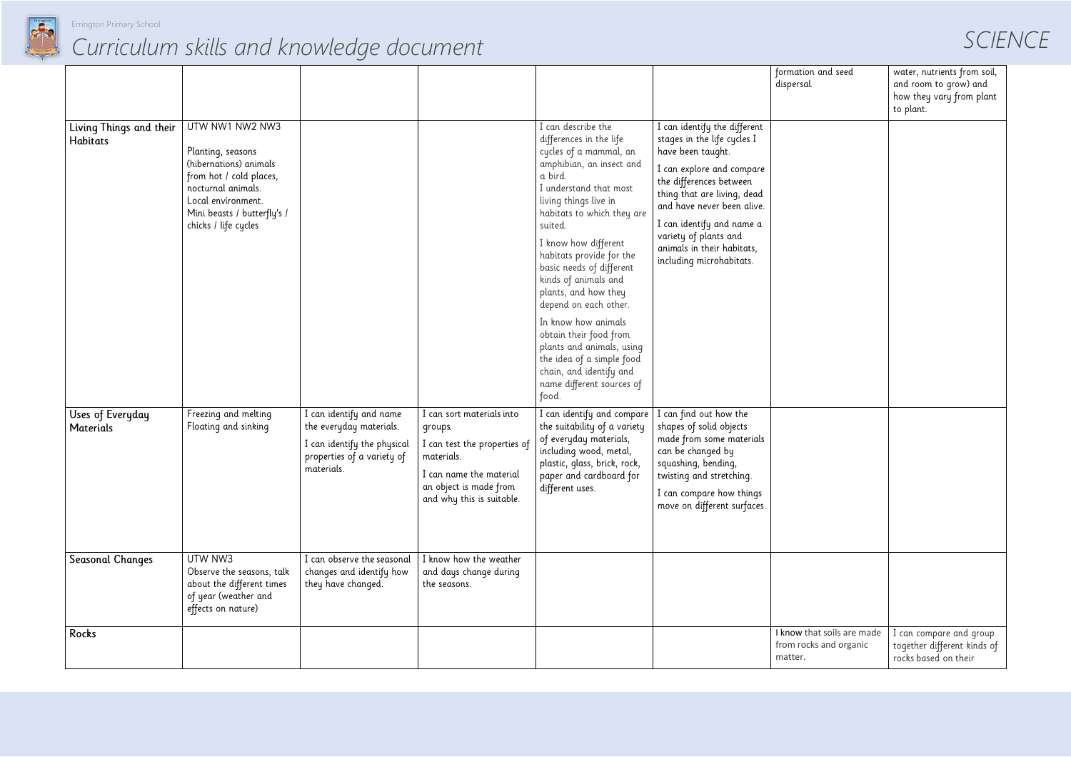# Curriculum skills and knowledge document

SCIENCE

| | | | | | | | |
|---|---|---|---|---|---|---|---|
| | | | | | | formation and seed dispersal. | water, nutrients from soil, and room to grow) and how they vary from plant to plant. |
| Living Things and their Habitats | UTW NW1 NW2 NW3<br><br>Planting, seasons (hibernations) animals from hot / cold places, nocturnal animals.<br>Local environment.<br>Mini beasts / butterfly's / chicks / life cycles | | | I can describe the differences in the life cycles of a mammal, an amphibian, an insect and a bird.<br>I understand that most living things live in habitats to which they are suited.<br>I know how different habitats provide for the basic needs of different kinds of animals and plants, and how they depend on each other.<br>In know how animals obtain their food from plants and animals, using the idea of a simple food chain, and identify and name different sources of food. | I can identify the different stages in the life cycles I have been taught.<br>I can explore and compare the differences between thing that are living, dead and have never been alive.<br>I can identify and name a variety of plants and animals in their habitats, including microhabitats. | | |
| Uses of Everyday Materials | Freezing and melting<br>Floating and sinking | I can identify and name the everyday materials.<br>I can identify the physical properties of a variety of materials. | I can sort materials into groups.<br>I can test the properties of materials.<br>I can name the material an object is made from and why this is suitable. | I can identify and compare the suitability of a variety of everyday materials, including wood, metal, plastic, glass, brick, rock, paper and cardboard for different uses. | I can find out how the shapes of solid objects made from some materials can be changed by squashing, bending, twisting and stretching.<br>I can compare how things move on different surfaces. | | |
| Seasonal Changes | UTW NW3<br>Observe the seasons, talk about the different times of year (weather and effects on nature) | I can observe the seasonal changes and identify how they have changed. | I know how the weather and days change during the seasons. | | | | |
| Rocks | | | | | | I know that soils are made from rocks and organic matter. | I can compare and group together different kinds of rocks based on their |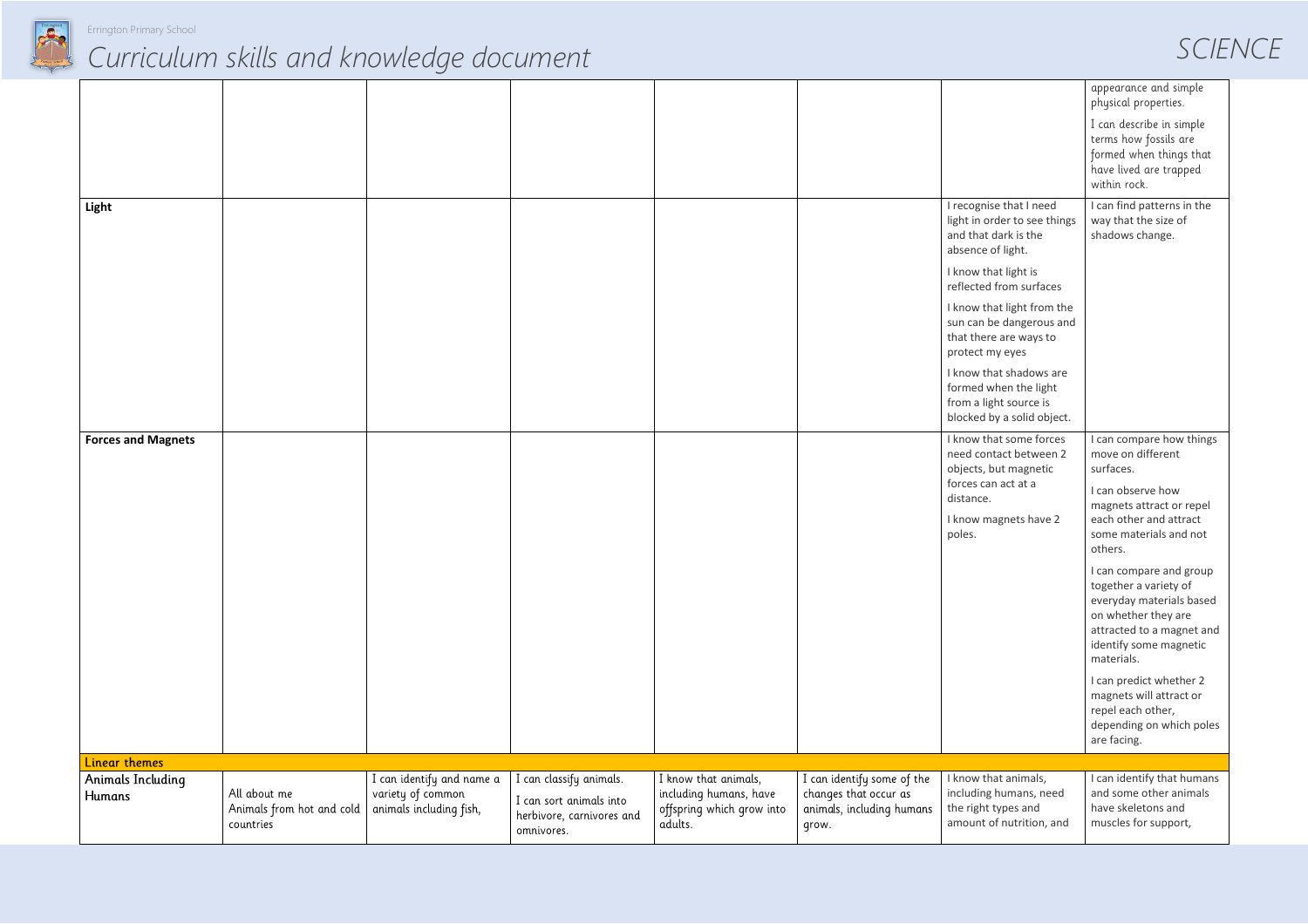# Curriculum skills and knowledge document

## SCIENCE

| | | | | | | | |
|---|---|---|---|---|---|---|---|
| | | | | | | | appearance and simple physical properties.<br><br>I can describe in simple terms how fossils are formed when things that have lived are trapped within rock. |
| **Light** | | | | | | I recognise that I need light in order to see things and that dark is the absence of light.<br><br>I know that light is reflected from surfaces<br><br>I know that light from the sun can be dangerous and that there are ways to protect my eyes<br><br>I know that shadows are formed when the light from a light source is blocked by a solid object. | I can find patterns in the way that the size of shadows change. |
| **Forces and Magnets** | | | | | | I know that some forces need contact between 2 objects, but magnetic forces can act at a distance.<br><br>I know magnets have 2 poles. | I can compare how things move on different surfaces.<br><br>I can observe how magnets attract or repel each other and attract some materials and not others.<br><br>I can compare and group together a variety of everyday materials based on whether they are attracted to a magnet and identify some magnetic materials.<br><br>I can predict whether 2 magnets will attract or repel each other, depending on which poles are facing. |
| **Linear themes** | | | | | | | |
| Animals Including Humans | All about me<br>Animals from hot and cold countries | I can identify and name a variety of common animals including fish, | I can classify animals.<br><br>I can sort animals into herbivore, carnivores and omnivores. | I know that animals, including humans, have offspring which grow into adults. | I can identify some of the changes that occur as animals, including humans grow. | I know that animals, including humans, need the right types and amount of nutrition, and | I can identify that humans and some other animals have skeletons and muscles for support, |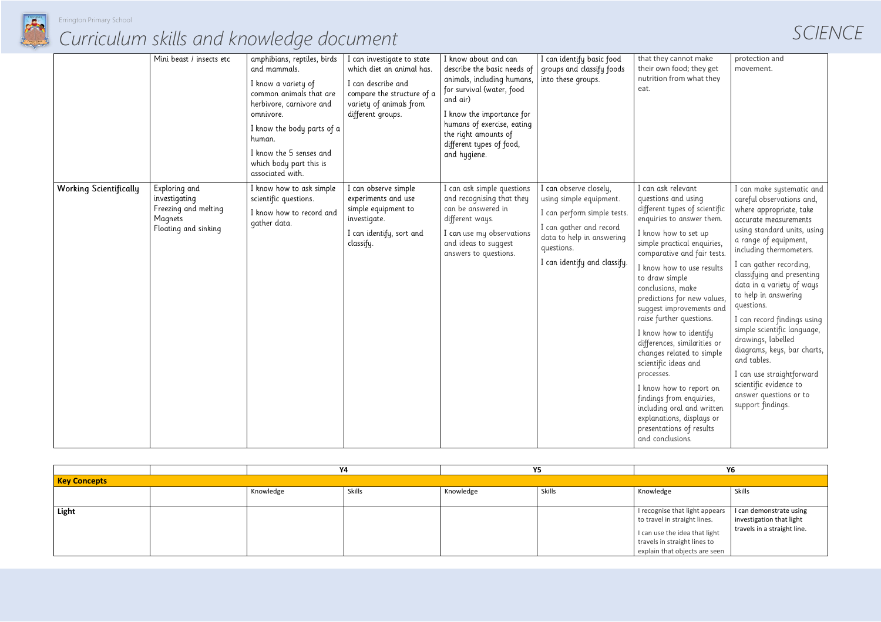# Curriculum skills and knowledge document

## SCIENCE

| | | | | | | | |
|---|---|---|---|---|---|---|---|
| | Mini beast / insects etc | amphibians, reptiles, birds and mammals. I know a variety of common animals that are herbivore, carnivore and omnivore. I know the body parts of a human. I know the 5 senses and which body part this is associated with. | I can investigate to state which diet an animal has. I can describe and compare the structure of a variety of animals from different groups. | I know about and can describe the basic needs of animals, including humans, for survival (water, food and air) I know the importance for humans of exercise, eating the right amounts of different types of food, and hygiene. | I can identify basic food groups and classify foods into these groups. | that they cannot make their own food; they get nutrition from what they eat. | protection and movement. |
| Working Scientifically | Exploring and investigating Freezing and melting Magnets Floating and sinking | I know how to ask simple scientific questions. I know how to record and gather data. | I can observe simple experiments and use simple equipment to investigate. I can identify, sort and classify. | I can ask simple questions and recognising that they can be answered in different ways. I can use my observations and ideas to suggest answers to questions. | I can observe closely, using simple equipment. I can perform simple tests. I can gather and record data to help in answering questions. I can identify and classify. | I can ask relevant questions and using different types of scientific enquiries to answer them. I know how to set up simple practical enquiries, comparative and fair tests. I know how to use results to draw simple conclusions, make predictions for new values, suggest improvements and raise further questions. I know how to identify differences, similarities or changes related to simple scientific ideas and processes. I know how to report on findings from enquiries, including oral and written explanations, displays or presentations of results and conclusions. | I can make systematic and careful observations and, where appropriate, take accurate measurements using standard units, using a range of equipment, including thermometers. I can gather recording, classifying and presenting data in a variety of ways to help in answering questions. I can record findings using simple scientific language, drawings, labelled diagrams, keys, bar charts, and tables. I can use straightforward scientific evidence to answer questions or to support findings. |

| | | Y4 | | Y5 | | Y6 | |
|---|---|---|---|---|---|---|---|
| **Key Concepts** | | | | | | | |
| | | Knowledge | Skills | Knowledge | Skills | Knowledge | Skills |
| **Light** | | | | | | I recognise that light appears to travel in straight lines. I can use the idea that light travels in straight lines to explain that objects are seen | I can demonstrate using investigation that light travels in a straight line. |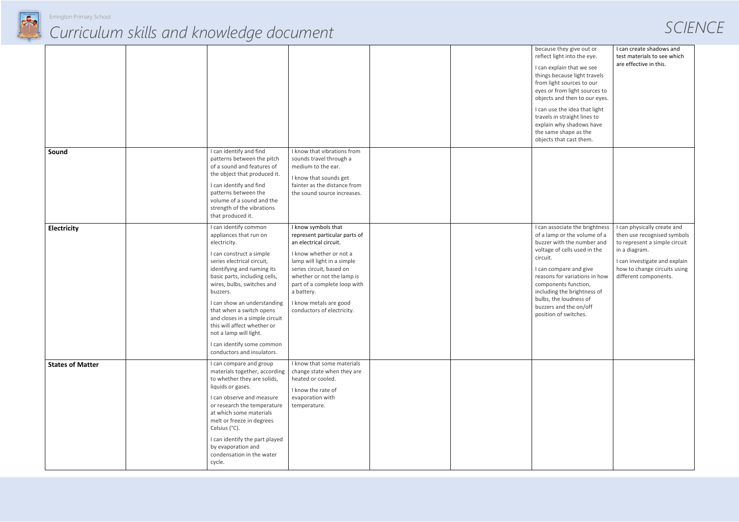| | | | | | | | |
|---|---|---|---|---|---|---|---|
| | | | | | | because they give out or reflect light into the eye.<br><br>I can explain that we see things because light travels from light sources to our eyes or from light sources to objects and then to our eyes.<br><br>I can use the idea that light travels in straight lines to explain why shadows have the same shape as the objects that cast them. | I can create shadows and test materials to see which are effective in this. |
| **Sound** | | I can identify and find patterns between the pitch of a sound and features of the object that produced it.<br><br>I can identify and find patterns between the volume of a sound and the strength of the vibrations that produced it. | I know that vibrations from sounds travel through a medium to the ear.<br><br>I know that sounds get fainter as the distance from the sound source increases. | | | | |
| **Electricity** | | I can identify common appliances that run on electricity.<br><br>I can construct a simple series electrical circuit, identifying and naming its basic parts, including cells, wires, bulbs, switches and buzzers.<br><br>I can show an understanding that when a switch opens and closes in a simple circuit this will affect whether or not a lamp will light.<br><br>I can identify some common conductors and insulators. | I know symbols that represent particular parts of an electrical circuit.<br><br>I know whether or not a lamp will light in a simple series circuit, based on whether or not the lamp is part of a complete loop with a battery.<br><br>I know metals are good conductors of electricity. | | | I can associate the brightness of a lamp or the volume of a buzzer with the number and voltage of cells used in the circuit.<br><br>I can compare and give reasons for variations in how components function, including the brightness of bulbs, the loudness of buzzers and the on/off position of switches. | I can physically create and then use recognised symbols to represent a simple circuit in a diagram.<br><br>I can investigate and explain how to change circuits using different components. |
| **States of Matter** | | I can compare and group materials together, according to whether they are solids, liquids or gases.<br><br>I can observe and measure or research the temperature at which some materials melt or freeze in degrees Celsius (°C).<br><br>I can identify the part played by evaporation and condensation in the water cycle. | I know that some materials change state when they are heated or cooled.<br><br>I know the rate of evaporation with temperature. | | | | |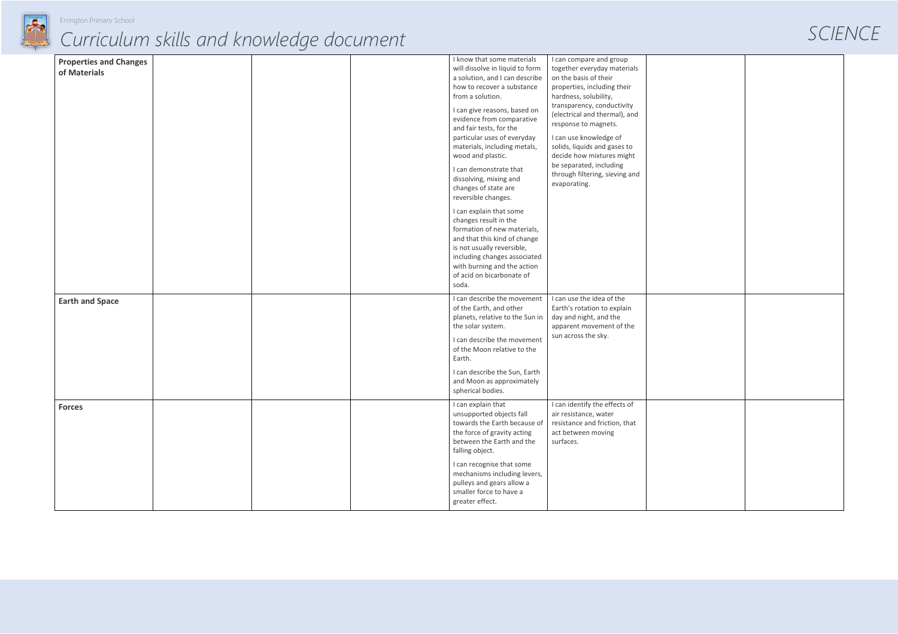| | | | | | | | |
|---|---|---|---|---|---|---|---|
| **Properties and Changes of Materials** | | | | I know that some materials will dissolve in liquid to form a solution, and I can describe how to recover a substance from a solution.<br><br>I can give reasons, based on evidence from comparative and fair tests, for the particular uses of everyday materials, including metals, wood and plastic.<br><br>I can demonstrate that dissolving, mixing and changes of state are reversible changes.<br><br>I can explain that some changes result in the formation of new materials, and that this kind of change is not usually reversible, including changes associated with burning and the action of acid on bicarbonate of soda. | I can compare and group together everyday materials on the basis of their properties, including their hardness, solubility, transparency, conductivity (electrical and thermal), and response to magnets.<br><br>I can use knowledge of solids, liquids and gases to decide how mixtures might be separated, including through filtering, sieving and evaporating. | | |
| **Earth and Space** | | | | I can describe the movement of the Earth, and other planets, relative to the Sun in the solar system.<br><br>I can describe the movement of the Moon relative to the Earth.<br><br>I can describe the Sun, Earth and Moon as approximately spherical bodies. | I can use the idea of the Earth's rotation to explain day and night, and the apparent movement of the sun across the sky. | | |
| **Forces** | | | | I can explain that unsupported objects fall towards the Earth because of the force of gravity acting between the Earth and the falling object.<br><br>I can recognise that some mechanisms including levers, pulleys and gears allow a smaller force to have a greater effect. | I can identify the effects of air resistance, water resistance and friction, that act between moving surfaces. | | |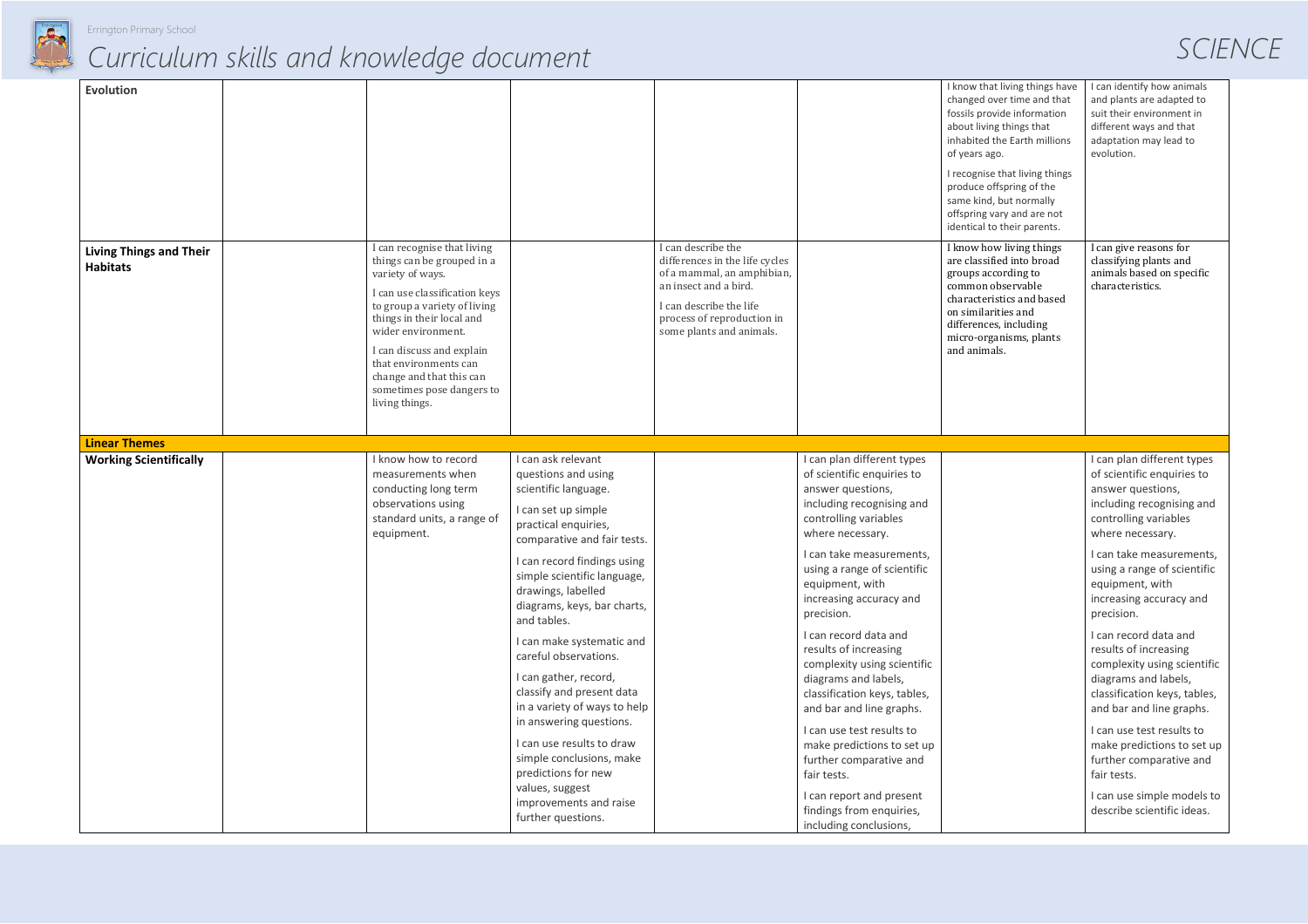| Evolution | | | | | | I know that living things have changed over time and that fossils provide information about living things that inhabited the Earth millions of years ago.<br>I recognise that living things produce offspring of the same kind, but normally offspring vary and are not identical to their parents. | I can identify how animals and plants are adapted to suit their environment in different ways and that adaptation may lead to evolution. |
|---|---|---|---|---|---|---|---|
| **Living Things and Their Habitats** | | I can recognise that living things can be grouped in a variety of ways.<br>I can use classification keys to group a variety of living things in their local and wider environment.<br>I can discuss and explain that environments can change and that this can sometimes pose dangers to living things. | | I can describe the differences in the life cycles of a mammal, an amphibian, an insect and a bird.<br>I can describe the life process of reproduction in some plants and animals. | | I know how living things are classified into broad groups according to common observable characteristics and based on similarities and differences, including micro-organisms, plants and animals. | I can give reasons for classifying plants and animals based on specific characteristics. |
| **Linear Themes** | | | | | | | |
| **Working Scientifically** | | I know how to record measurements when conducting long term observations using standard units, a range of equipment. | I can ask relevant questions and using scientific language.<br>I can set up simple practical enquiries, comparative and fair tests.<br>I can record findings using simple scientific language, drawings, labelled diagrams, keys, bar charts, and tables.<br>I can make systematic and careful observations.<br>I can gather, record, classify and present data in a variety of ways to help in answering questions.<br>I can use results to draw simple conclusions, make predictions for new values, suggest improvements and raise further questions. | | I can plan different types of scientific enquiries to answer questions, including recognising and controlling variables where necessary.<br>I can take measurements, using a range of scientific equipment, with increasing accuracy and precision.<br>I can record data and results of increasing complexity using scientific diagrams and labels, classification keys, tables, and bar and line graphs.<br>I can use test results to make predictions to set up further comparative and fair tests.<br>I can report and present findings from enquiries, including conclusions, | | I can plan different types of scientific enquiries to answer questions, including recognising and controlling variables where necessary.<br>I can take measurements, using a range of scientific equipment, with increasing accuracy and precision.<br>I can record data and results of increasing complexity using scientific diagrams and labels, classification keys, tables, and bar and line graphs.<br>I can use test results to make predictions to set up further comparative and fair tests.<br>I can use simple models to describe scientific ideas. |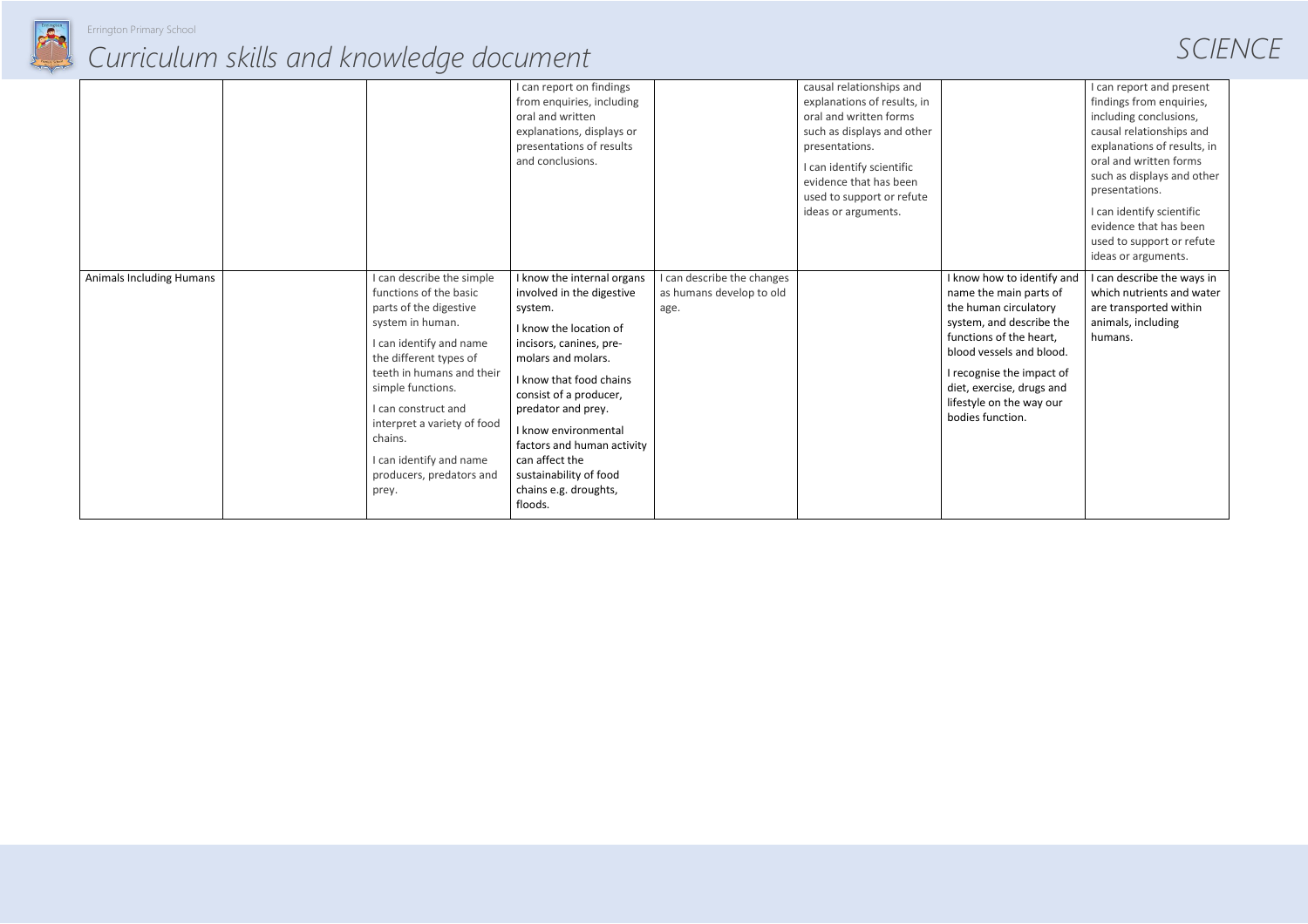| | | | | | | | |
|---|---|---|---|---|---|---|---|
| | | | I can report on findings from enquiries, including oral and written explanations, displays or presentations of results and conclusions. | | causal relationships and explanations of results, in oral and written forms such as displays and other presentations.<br><br>I can identify scientific evidence that has been used to support or refute ideas or arguments. | | I can report and present findings from enquiries, including conclusions, causal relationships and explanations of results, in oral and written forms such as displays and other presentations.<br><br>I can identify scientific evidence that has been used to support or refute ideas or arguments. |
| Animals Including Humans | | I can describe the simple functions of the basic parts of the digestive system in human.<br><br>I can identify and name the different types of teeth in humans and their simple functions.<br><br>I can construct and interpret a variety of food chains.<br><br>I can identify and name producers, predators and prey. | I know the internal organs involved in the digestive system.<br><br>I know the location of incisors, canines, pre-molars and molars.<br><br>I know that food chains consist of a producer, predator and prey.<br><br>I know environmental factors and human activity can affect the sustainability of food chains e.g. droughts, floods. | I can describe the changes as humans develop to old age. | | I know how to identify and name the main parts of the human circulatory system, and describe the functions of the heart, blood vessels and blood.<br><br>I recognise the impact of diet, exercise, drugs and lifestyle on the way our bodies function. | I can describe the ways in which nutrients and water are transported within animals, including humans. |